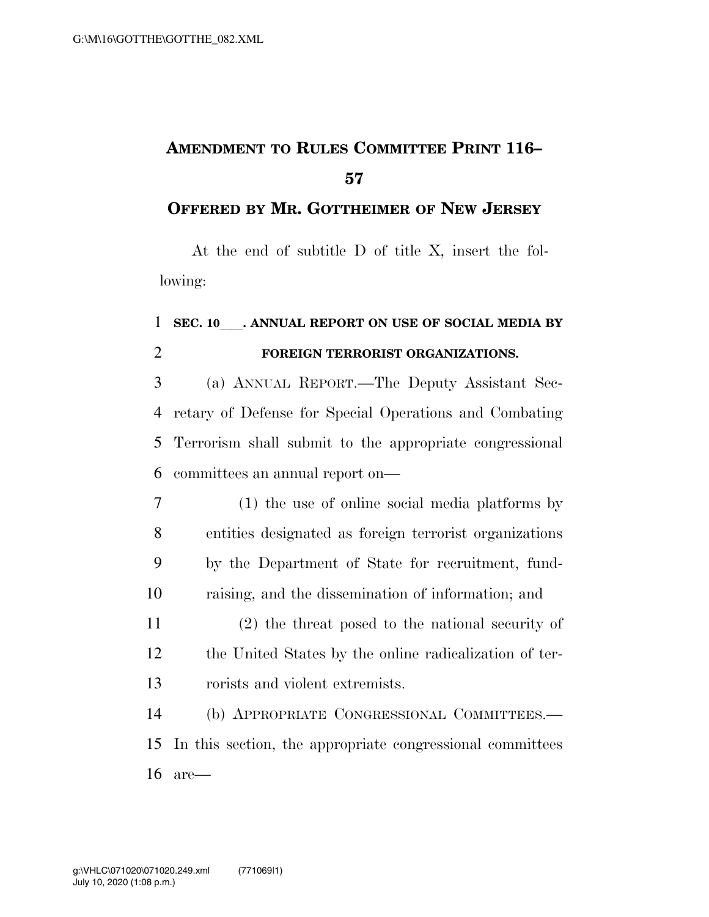# Amendment to Rules Committee Print 116–57

## Offered by Mr. Gottheimer of New Jersey

At the end of subtitle D of title X, insert the following:

**SEC. 10___. ANNUAL REPORT ON USE OF SOCIAL MEDIA BY FOREIGN TERRORIST ORGANIZATIONS.**

(a) ANNUAL REPORT.—The Deputy Assistant Secretary of Defense for Special Operations and Combating Terrorism shall submit to the appropriate congressional committees an annual report on—

(1) the use of online social media platforms by entities designated as foreign terrorist organizations by the Department of State for recruitment, fundraising, and the dissemination of information; and

(2) the threat posed to the national security of the United States by the online radicalization of terrorists and violent extremists.

(b) APPROPRIATE CONGRESSIONAL COMMITTEES.—In this section, the appropriate congressional committees are—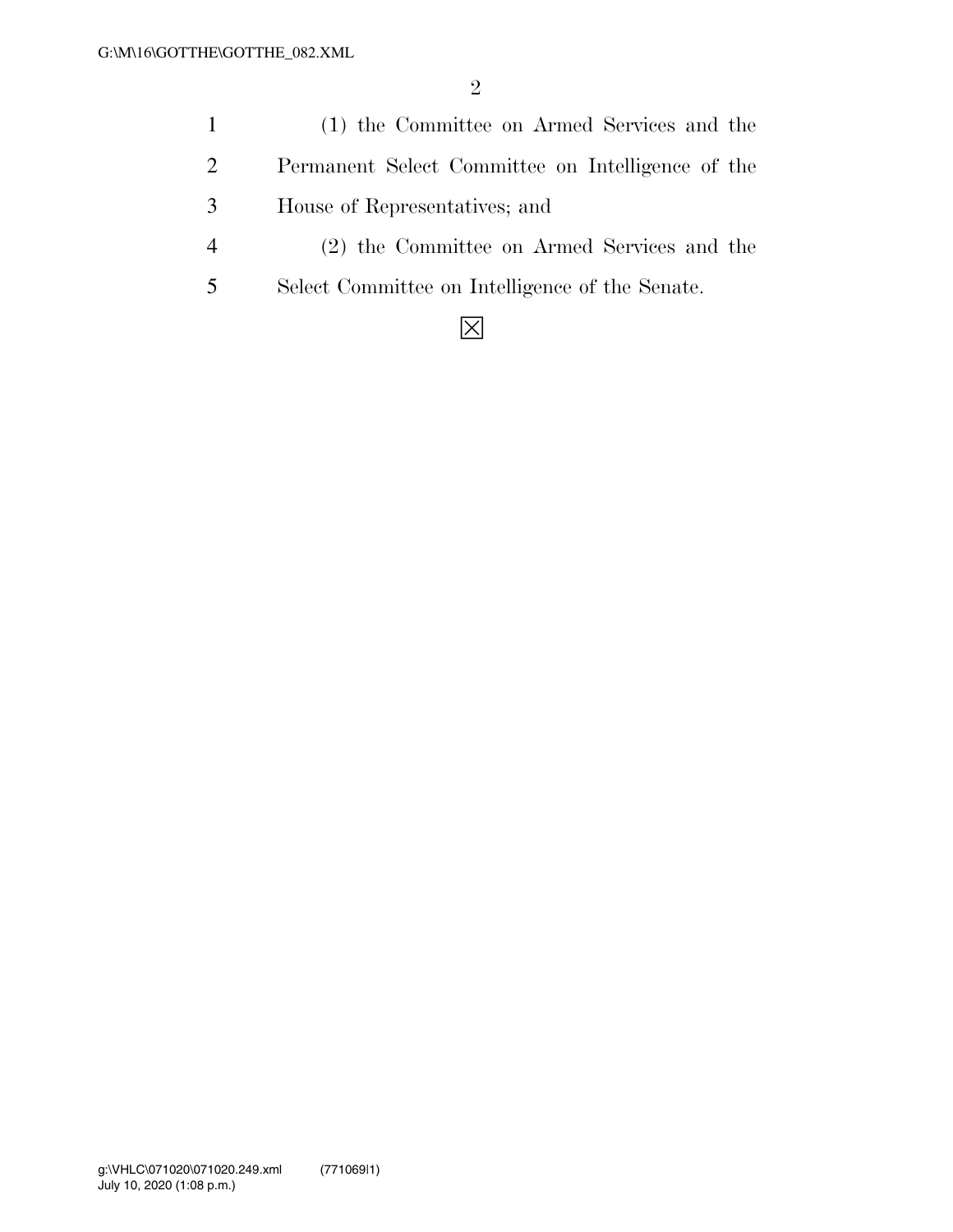(1) the Committee on Armed Services and the Permanent Select Committee on Intelligence of the House of Representatives; and

(2) the Committee on Armed Services and the Select Committee on Intelligence of the Senate.